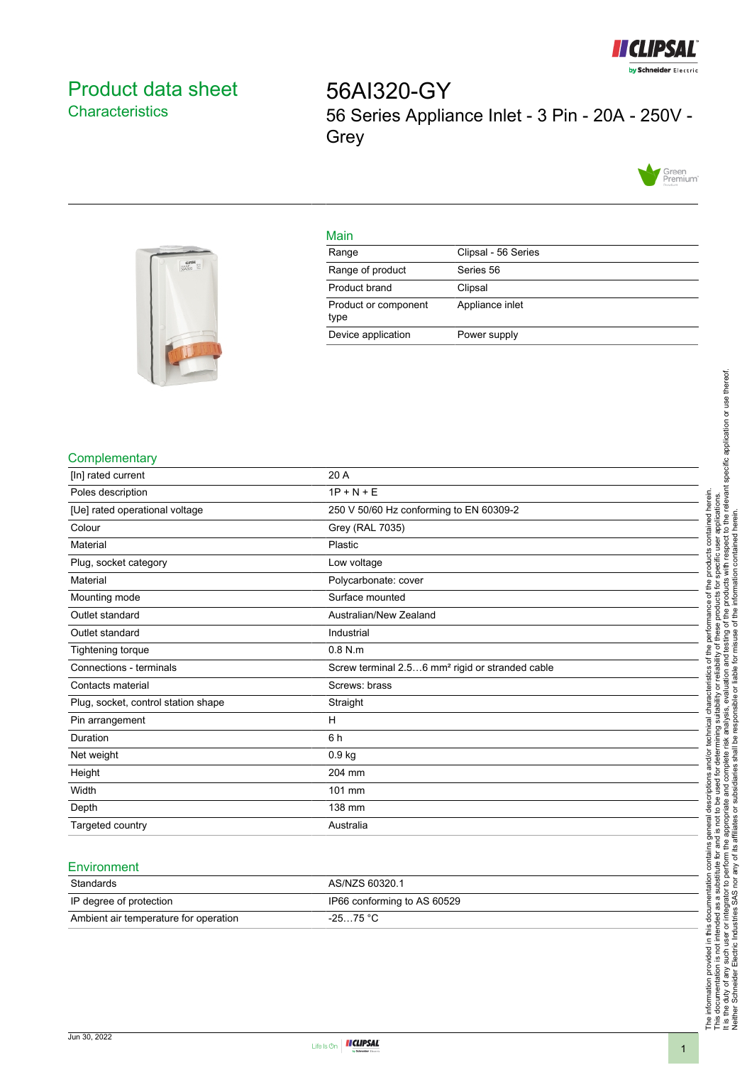# Product data sheet
## Characteristics

# 56AI320-GY
## 56 Series Appliance Inlet - 3 Pin - 20A - 250V - Grey

### Main

| Range | Clipsal - 56 Series |
|---|---|
| Range of product | Series 56 |
| Product brand | Clipsal |
| Product or component type | Appliance inlet |
| Device application | Power supply |

### Complementary

| [In] rated current | 20 A |
|---|---|
| Poles description | 1P + N + E |
| [Ue] rated operational voltage | 250 V 50/60 Hz conforming to EN 60309-2 |
| Colour | Grey (RAL 7035) |
| Material | Plastic |
| Plug, socket category | Low voltage |
| Material | Polycarbonate: cover |
| Mounting mode | Surface mounted |
| Outlet standard | Australian/New Zealand |
| Outlet standard | Industrial |
| Tightening torque | 0.8 N.m |
| Connections - terminals | Screw terminal 2.5…6 mm² rigid or stranded cable |
| Contacts material | Screws: brass |
| Plug, socket, control station shape | Straight |
| Pin arrangement | H |
| Duration | 6 h |
| Net weight | 0.9 kg |
| Height | 204 mm |
| Width | 101 mm |
| Depth | 138 mm |
| Targeted country | Australia |

### Environment

| Standards | AS/NZS 60320.1 |
|---|---|
| IP degree of protection | IP66 conforming to AS 60529 |
| Ambient air temperature for operation | -25…75 °C |

The information provided in this documentation contains general descriptions and/or technical characteristics of the performance of the products contained herein.
This documentation is not intended as a substitute for and is not to be used for determining suitability or reliability of these products for specific user applications.
It is the duty of any such user or integrator to perform the appropriate and complete risk analysis, evaluation and testing of the products with respect to the relevant specific application or use thereof.
Neither Schneider Electric Industries SAS nor any of its affiliates or subsidiaries shall be responsible or liable for misuse of the information contained herein.

Jun 30, 2022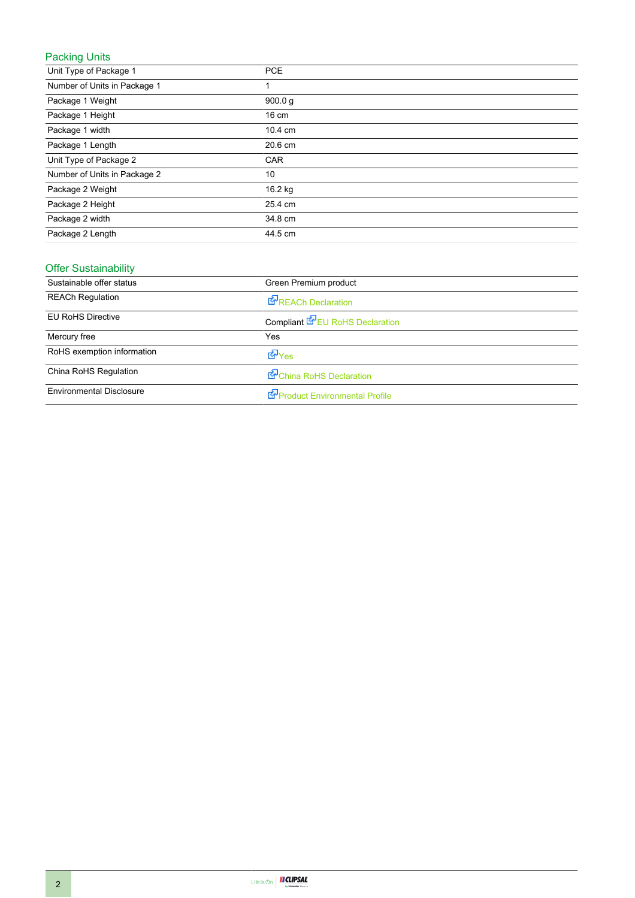## Packing Units

| | |
|---|---|
| Unit Type of Package 1 | PCE |
| Number of Units in Package 1 | 1 |
| Package 1 Weight | 900.0 g |
| Package 1 Height | 16 cm |
| Package 1 width | 10.4 cm |
| Package 1 Length | 20.6 cm |
| Unit Type of Package 2 | CAR |
| Number of Units in Package 2 | 10 |
| Package 2 Weight | 16.2 kg |
| Package 2 Height | 25.4 cm |
| Package 2 width | 34.8 cm |
| Package 2 Length | 44.5 cm |

## Offer Sustainability

| | |
|---|---|
| Sustainable offer status | Green Premium product |
| REACh Regulation | REACh Declaration |
| EU RoHS Directive | Compliant EU RoHS Declaration |
| Mercury free | Yes |
| RoHS exemption information | Yes |
| China RoHS Regulation | China RoHS Declaration |
| Environmental Disclosure | Product Environmental Profile |